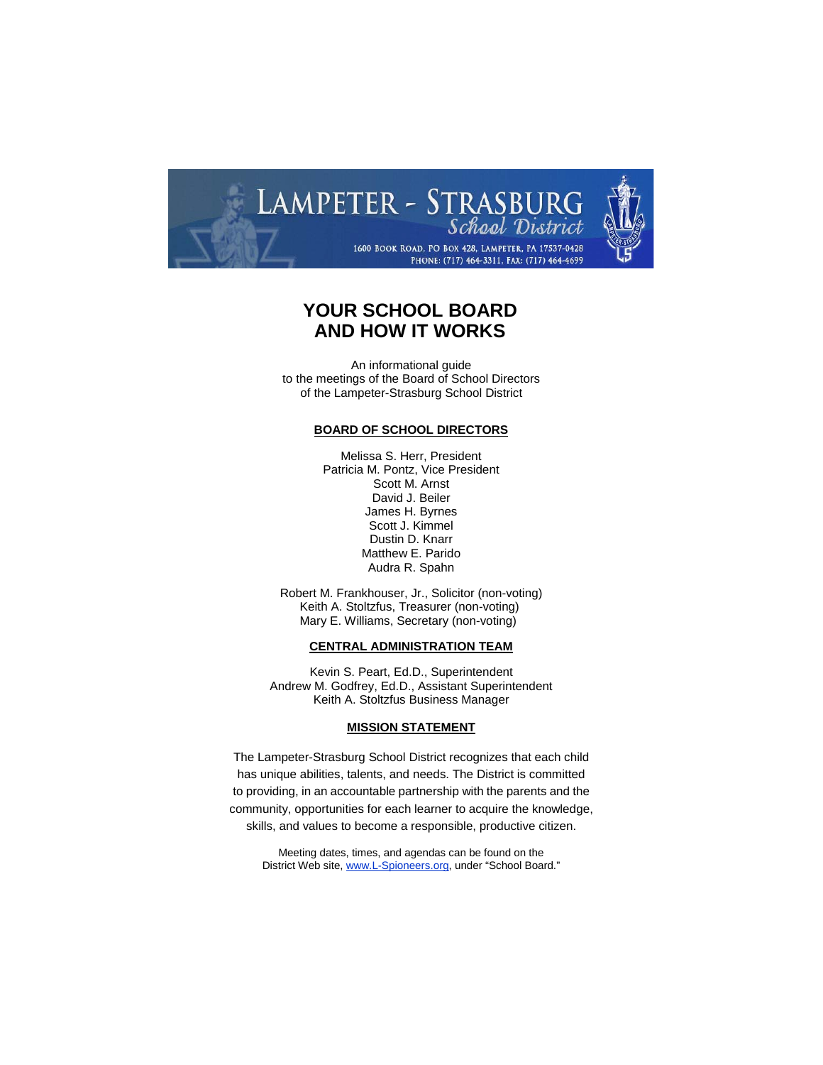LAMPETER - STRASBURG
School District

1600 Book Road, PO Box 428, Lampeter, PA 17537-0428
Phone: (717) 464-3311, Fax: (717) 464-4699

# YOUR SCHOOL BOARD AND HOW IT WORKS

An informational guide
to the meetings of the Board of School Directors
of the Lampeter-Strasburg School District

## BOARD OF SCHOOL DIRECTORS

Melissa S. Herr, President
Patricia M. Pontz, Vice President
Scott M. Arnst
David J. Beiler
James H. Byrnes
Scott J. Kimmel
Dustin D. Knarr
Matthew E. Parido
Audra R. Spahn

Robert M. Frankhouser, Jr., Solicitor (non-voting)
Keith A. Stoltzfus, Treasurer (non-voting)
Mary E. Williams, Secretary (non-voting)

## CENTRAL ADMINISTRATION TEAM

Kevin S. Peart, Ed.D., Superintendent
Andrew M. Godfrey, Ed.D., Assistant Superintendent
Keith A. Stoltzfus Business Manager

## MISSION STATEMENT

The Lampeter-Strasburg School District recognizes that each child has unique abilities, talents, and needs. The District is committed to providing, in an accountable partnership with the parents and the community, opportunities for each learner to acquire the knowledge, skills, and values to become a responsible, productive citizen.

Meeting dates, times, and agendas can be found on the District Web site, [www.L-Spioneers.org](http://www.L-Spioneers.org), under "School Board."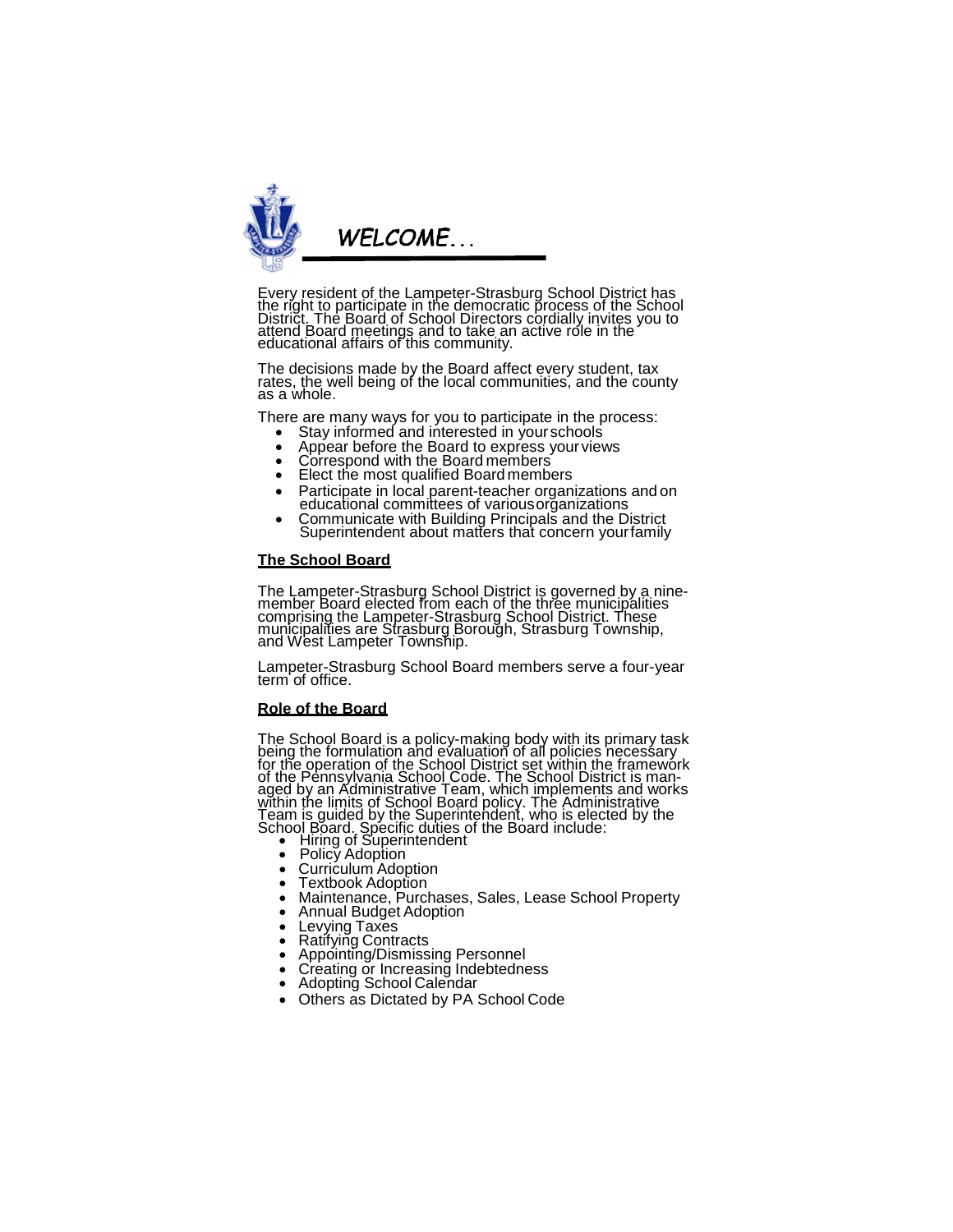# *WELCOME...*

Every resident of the Lampeter-Strasburg School District has the right to participate in the democratic process of the School District. The Board of School Directors cordially invites you to attend Board meetings and to take an active role in the educational affairs of this community.

The decisions made by the Board affect every student, tax rates, the well being of the local communities, and the county as a whole.

There are many ways for you to participate in the process:

- Stay informed and interested in your schools
- Appear before the Board to express your views
- Correspond with the Board members
- Elect the most qualified Board members
- Participate in local parent-teacher organizations and on educational committees of various organizations
- Communicate with Building Principals and the District Superintendent about matters that concern your family

## The School Board

The Lampeter-Strasburg School District is governed by a nine-member Board elected from each of the three municipalities comprising the Lampeter-Strasburg School District. These municipalities are Strasburg Borough, Strasburg Township, and West Lampeter Township.

Lampeter-Strasburg School Board members serve a four-year term of office.

## Role of the Board

The School Board is a policy-making body with its primary task being the formulation and evaluation of all policies necessary for the operation of the School District set within the framework of the Pennsylvania School Code. The School District is managed by an Administrative Team, which implements and works within the limits of School Board policy. The Administrative Team is guided by the Superintendent, who is elected by the School Board. Specific duties of the Board include:

- Hiring of Superintendent
- Policy Adoption
- Curriculum Adoption
- Textbook Adoption
- Maintenance, Purchases, Sales, Lease School Property
- Annual Budget Adoption
- Levying Taxes
- Ratifying Contracts
- Appointing/Dismissing Personnel
- Creating or Increasing Indebtedness
- Adopting School Calendar
- Others as Dictated by PA School Code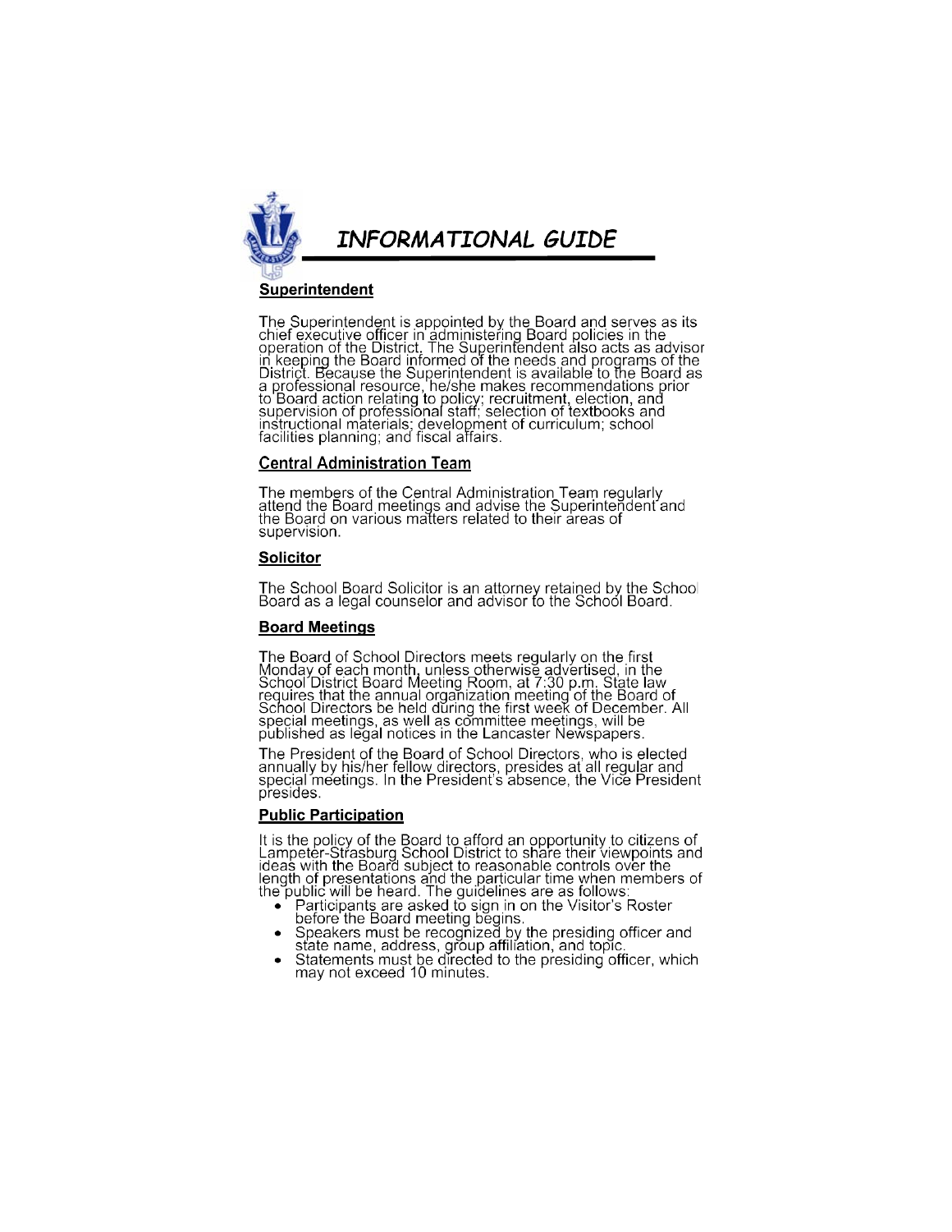# *INFORMATIONAL GUIDE*

## Superintendent

The Superintendent is appointed by the Board and serves as its chief executive officer in administering Board policies in the operation of the District. The Superintendent also acts as advisor in keeping the Board informed of the needs and programs of the District. Because the Superintendent is available to the Board as a professional resource, he/she makes recommendations prior to Board action relating to policy; recruitment, election, and supervision of professional staff; selection of textbooks and instructional materials; development of curriculum; school facilities planning; and fiscal affairs.

## Central Administration Team

The members of the Central Administration Team regularly attend the Board meetings and advise the Superintendent and the Board on various matters related to their areas of supervision.

## Solicitor

The School Board Solicitor is an attorney retained by the School Board as a legal counselor and advisor to the School Board.

## Board Meetings

The Board of School Directors meets regularly on the first Monday of each month, unless otherwise advertised, in the School District Board Meeting Room, at 7:30 p.m. State law requires that the annual organization meeting of the Board of School Directors be held during the first week of December. All special meetings, as well as committee meetings, will be published as legal notices in the Lancaster Newspapers.

The President of the Board of School Directors, who is elected annually by his/her fellow directors, presides at all regular and special meetings. In the President's absence, the Vice President presides.

## Public Participation

It is the policy of the Board to afford an opportunity to citizens of Lampeter-Strasburg School District to share their viewpoints and ideas with the Board subject to reasonable controls over the length of presentations and the particular time when members of the public will be heard. The guidelines are as follows:

- Participants are asked to sign in on the Visitor's Roster before the Board meeting begins.
- Speakers must be recognized by the presiding officer and state name, address, group affiliation, and topic.
- Statements must be directed to the presiding officer, which may not exceed 10 minutes.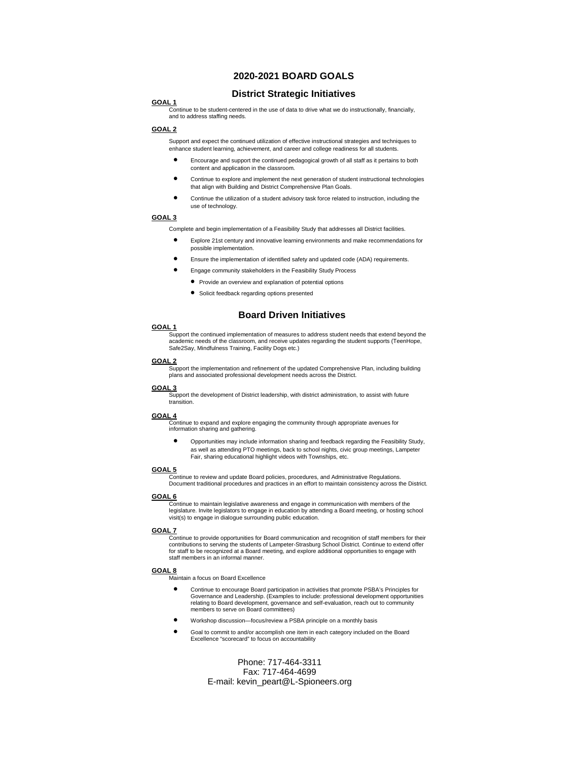# 2020-2021 BOARD GOALS

## District Strategic Initiatives

**GOAL 1**

Continue to be student-centered in the use of data to drive what we do instructionally, financially, and to address staffing needs.

**GOAL 2**

Support and expect the continued utilization of effective instructional strategies and techniques to enhance student learning, achievement, and career and college readiness for all students.

- Encourage and support the continued pedagogical growth of all staff as it pertains to both content and application in the classroom.
- Continue to explore and implement the next generation of student instructional technologies that align with Building and District Comprehensive Plan Goals.
- Continue the utilization of a student advisory task force related to instruction, including the use of technology.

**GOAL 3**

Complete and begin implementation of a Feasibility Study that addresses all District facilities.

- Explore 21st century and innovative learning environments and make recommendations for possible implementation.
- Ensure the implementation of identified safety and updated code (ADA) requirements.
- Engage community stakeholders in the Feasibility Study Process
  - Provide an overview and explanation of potential options
  - Solicit feedback regarding options presented

## Board Driven Initiatives

**GOAL 1**

Support the continued implementation of measures to address student needs that extend beyond the academic needs of the classroom, and receive updates regarding the student supports (TeenHope, Safe2Say, Mindfulness Training, Facility Dogs etc.)

**GOAL 2**

Support the implementation and refinement of the updated Comprehensive Plan, including building plans and associated professional development needs across the District.

**GOAL 3**

Support the development of District leadership, with district administration, to assist with future transition.

**GOAL 4**

Continue to expand and explore engaging the community through appropriate avenues for information sharing and gathering.

- Opportunities may include information sharing and feedback regarding the Feasibility Study, as well as attending PTO meetings, back to school nights, civic group meetings, Lampeter Fair, sharing educational highlight videos with Townships, etc.

**GOAL 5**

Continue to review and update Board policies, procedures, and Administrative Regulations. Document traditional procedures and practices in an effort to maintain consistency across the District.

**GOAL 6**

Continue to maintain legislative awareness and engage in communication with members of the legislature. Invite legislators to engage in education by attending a Board meeting, or hosting school visit(s) to engage in dialogue surrounding public education.

**GOAL 7**

Continue to provide opportunities for Board communication and recognition of staff members for their contributions to serving the students of Lampeter-Strasburg School District. Continue to extend offer for staff to be recognized at a Board meeting, and explore additional opportunities to engage with staff members in an informal manner.

**GOAL 8**

Maintain a focus on Board Excellence

- Continue to encourage Board participation in activities that promote PSBA's Principles for Governance and Leadership. (Examples to include: professional development opportunities relating to Board development, governance and self-evaluation, reach out to community members to serve on Board committees)
- Workshop discussion—focus/review a PSBA principle on a monthly basis
- Goal to commit to and/or accomplish one item in each category included on the Board Excellence "scorecard" to focus on accountability

Phone: 717-464-3311
Fax: 717-464-4699
E-mail: kevin_peart@L-Spioneers.org